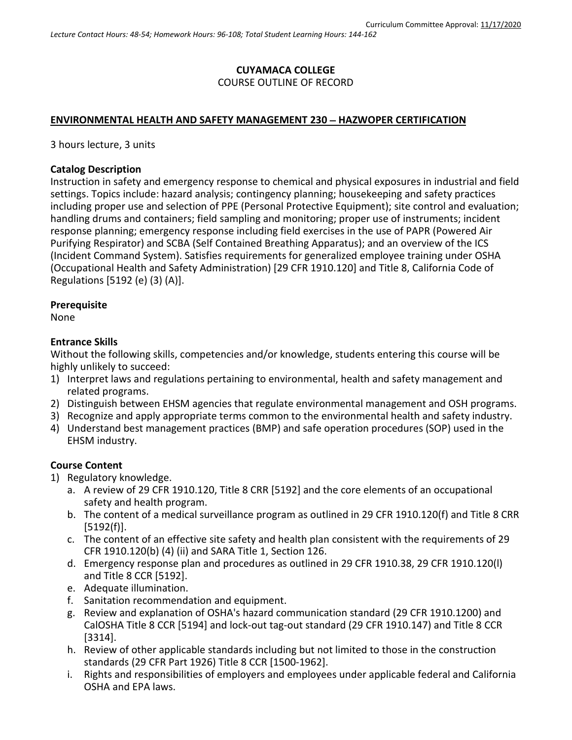Curriculum Committee Approval: 11/17/2020

*Lecture Contact Hours: 48-54; Homework Hours: 96-108; Total Student Learning Hours: 144-162*

**CUYAMACA COLLEGE**
COURSE OUTLINE OF RECORD

**ENVIRONMENTAL HEALTH AND SAFETY MANAGEMENT 230 – HAZWOPER CERTIFICATION**

3 hours lecture, 3 units

**Catalog Description**
Instruction in safety and emergency response to chemical and physical exposures in industrial and field settings. Topics include: hazard analysis; contingency planning; housekeeping and safety practices including proper use and selection of PPE (Personal Protective Equipment); site control and evaluation; handling drums and containers; field sampling and monitoring; proper use of instruments; incident response planning; emergency response including field exercises in the use of PAPR (Powered Air Purifying Respirator) and SCBA (Self Contained Breathing Apparatus); and an overview of the ICS (Incident Command System). Satisfies requirements for generalized employee training under OSHA (Occupational Health and Safety Administration) [29 CFR 1910.120] and Title 8, California Code of Regulations [5192 (e) (3) (A)].

**Prerequisite**
None

**Entrance Skills**
Without the following skills, competencies and/or knowledge, students entering this course will be highly unlikely to succeed:

1) Interpret laws and regulations pertaining to environmental, health and safety management and related programs.
2) Distinguish between EHSM agencies that regulate environmental management and OSH programs.
3) Recognize and apply appropriate terms common to the environmental health and safety industry.
4) Understand best management practices (BMP) and safe operation procedures (SOP) used in the EHSM industry.

**Course Content**

1) Regulatory knowledge.
   a. A review of 29 CFR 1910.120, Title 8 CRR [5192] and the core elements of an occupational safety and health program.
   b. The content of a medical surveillance program as outlined in 29 CFR 1910.120(f) and Title 8 CRR [5192(f)].
   c. The content of an effective site safety and health plan consistent with the requirements of 29 CFR 1910.120(b) (4) (ii) and SARA Title 1, Section 126.
   d. Emergency response plan and procedures as outlined in 29 CFR 1910.38, 29 CFR 1910.120(l) and Title 8 CCR [5192].
   e. Adequate illumination.
   f. Sanitation recommendation and equipment.
   g. Review and explanation of OSHA's hazard communication standard (29 CFR 1910.1200) and CalOSHA Title 8 CCR [5194] and lock-out tag-out standard (29 CFR 1910.147) and Title 8 CCR [3314].
   h. Review of other applicable standards including but not limited to those in the construction standards (29 CFR Part 1926) Title 8 CCR [1500-1962].
   i. Rights and responsibilities of employers and employees under applicable federal and California OSHA and EPA laws.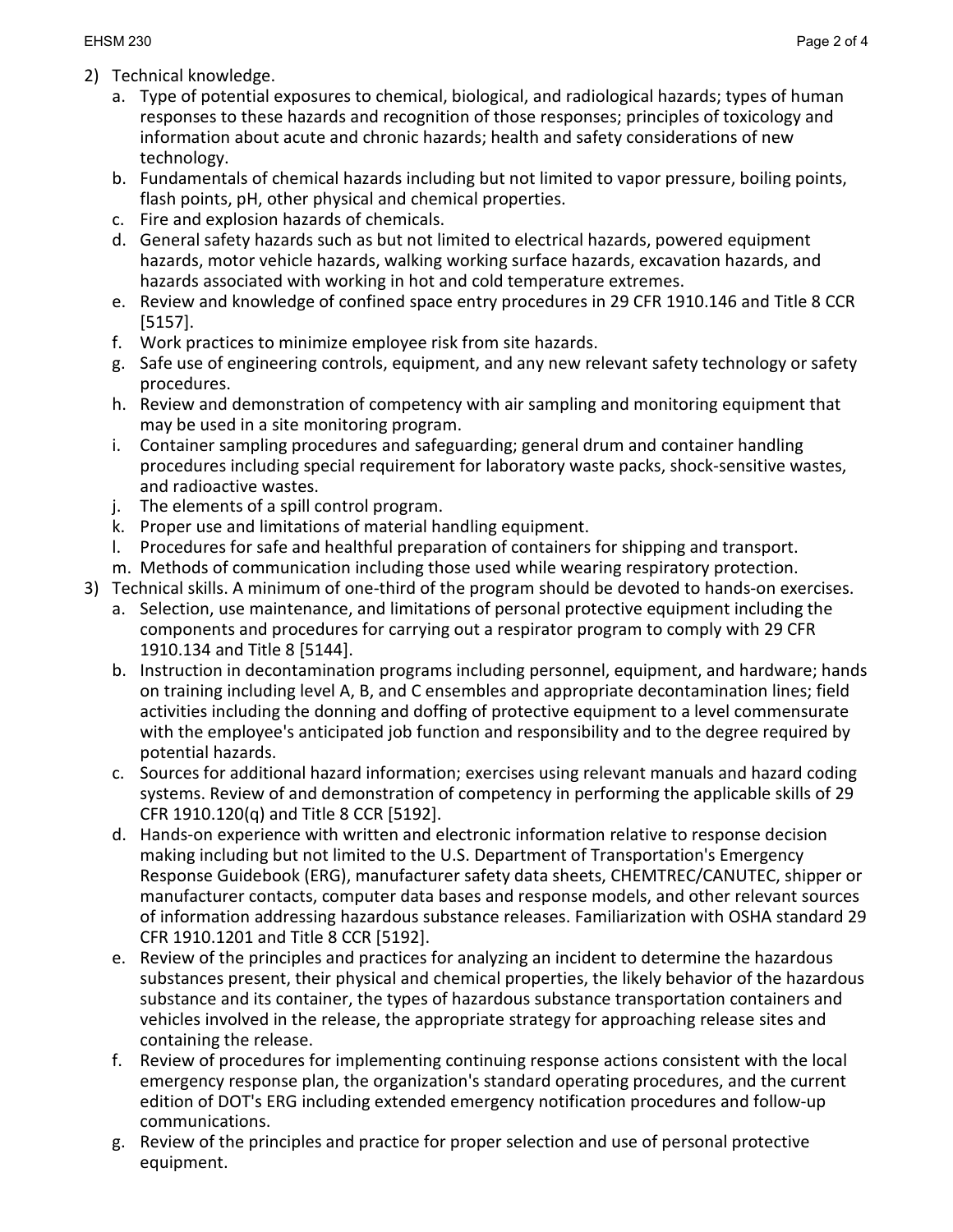2) Technical knowledge.
   a. Type of potential exposures to chemical, biological, and radiological hazards; types of human responses to these hazards and recognition of those responses; principles of toxicology and information about acute and chronic hazards; health and safety considerations of new technology.
   b. Fundamentals of chemical hazards including but not limited to vapor pressure, boiling points, flash points, pH, other physical and chemical properties.
   c. Fire and explosion hazards of chemicals.
   d. General safety hazards such as but not limited to electrical hazards, powered equipment hazards, motor vehicle hazards, walking working surface hazards, excavation hazards, and hazards associated with working in hot and cold temperature extremes.
   e. Review and knowledge of confined space entry procedures in 29 CFR 1910.146 and Title 8 CCR [5157].
   f. Work practices to minimize employee risk from site hazards.
   g. Safe use of engineering controls, equipment, and any new relevant safety technology or safety procedures.
   h. Review and demonstration of competency with air sampling and monitoring equipment that may be used in a site monitoring program.
   i. Container sampling procedures and safeguarding; general drum and container handling procedures including special requirement for laboratory waste packs, shock-sensitive wastes, and radioactive wastes.
   j. The elements of a spill control program.
   k. Proper use and limitations of material handling equipment.
   l. Procedures for safe and healthful preparation of containers for shipping and transport.
   m. Methods of communication including those used while wearing respiratory protection.
3) Technical skills. A minimum of one-third of the program should be devoted to hands-on exercises.
   a. Selection, use maintenance, and limitations of personal protective equipment including the components and procedures for carrying out a respirator program to comply with 29 CFR 1910.134 and Title 8 [5144].
   b. Instruction in decontamination programs including personnel, equipment, and hardware; hands on training including level A, B, and C ensembles and appropriate decontamination lines; field activities including the donning and doffing of protective equipment to a level commensurate with the employee's anticipated job function and responsibility and to the degree required by potential hazards.
   c. Sources for additional hazard information; exercises using relevant manuals and hazard coding systems. Review of and demonstration of competency in performing the applicable skills of 29 CFR 1910.120(q) and Title 8 CCR [5192].
   d. Hands-on experience with written and electronic information relative to response decision making including but not limited to the U.S. Department of Transportation's Emergency Response Guidebook (ERG), manufacturer safety data sheets, CHEMTREC/CANUTEC, shipper or manufacturer contacts, computer data bases and response models, and other relevant sources of information addressing hazardous substance releases. Familiarization with OSHA standard 29 CFR 1910.1201 and Title 8 CCR [5192].
   e. Review of the principles and practices for analyzing an incident to determine the hazardous substances present, their physical and chemical properties, the likely behavior of the hazardous substance and its container, the types of hazardous substance transportation containers and vehicles involved in the release, the appropriate strategy for approaching release sites and containing the release.
   f. Review of procedures for implementing continuing response actions consistent with the local emergency response plan, the organization's standard operating procedures, and the current edition of DOT's ERG including extended emergency notification procedures and follow-up communications.
   g. Review of the principles and practice for proper selection and use of personal protective equipment.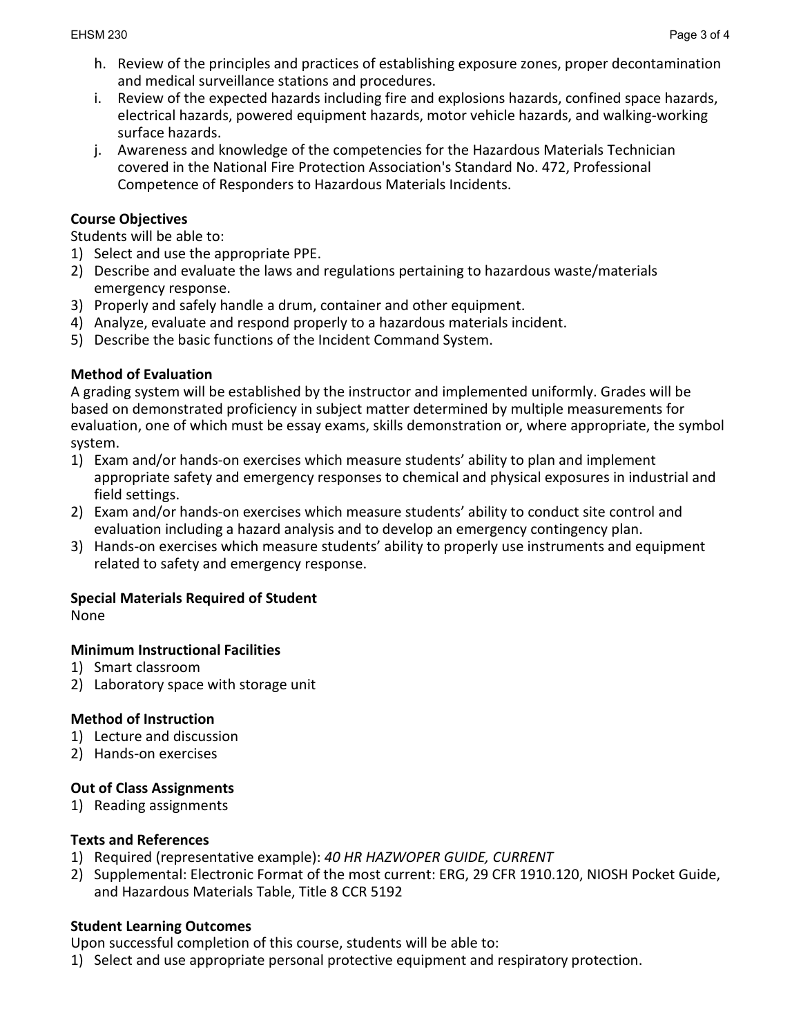h. Review of the principles and practices of establishing exposure zones, proper decontamination and medical surveillance stations and procedures.
i. Review of the expected hazards including fire and explosions hazards, confined space hazards, electrical hazards, powered equipment hazards, motor vehicle hazards, and walking-working surface hazards.
j. Awareness and knowledge of the competencies for the Hazardous Materials Technician covered in the National Fire Protection Association's Standard No. 472, Professional Competence of Responders to Hazardous Materials Incidents.

**Course Objectives**

Students will be able to:

1) Select and use the appropriate PPE.
2) Describe and evaluate the laws and regulations pertaining to hazardous waste/materials emergency response.
3) Properly and safely handle a drum, container and other equipment.
4) Analyze, evaluate and respond properly to a hazardous materials incident.
5) Describe the basic functions of the Incident Command System.

**Method of Evaluation**

A grading system will be established by the instructor and implemented uniformly. Grades will be based on demonstrated proficiency in subject matter determined by multiple measurements for evaluation, one of which must be essay exams, skills demonstration or, where appropriate, the symbol system.

1) Exam and/or hands-on exercises which measure students' ability to plan and implement appropriate safety and emergency responses to chemical and physical exposures in industrial and field settings.
2) Exam and/or hands-on exercises which measure students' ability to conduct site control and evaluation including a hazard analysis and to develop an emergency contingency plan.
3) Hands-on exercises which measure students' ability to properly use instruments and equipment related to safety and emergency response.

**Special Materials Required of Student**

None

**Minimum Instructional Facilities**

1) Smart classroom
2) Laboratory space with storage unit

**Method of Instruction**

1) Lecture and discussion
2) Hands-on exercises

**Out of Class Assignments**

1) Reading assignments

**Texts and References**

1) Required (representative example): *40 HR HAZWOPER GUIDE, CURRENT*
2) Supplemental: Electronic Format of the most current: ERG, 29 CFR 1910.120, NIOSH Pocket Guide, and Hazardous Materials Table, Title 8 CCR 5192

**Student Learning Outcomes**

Upon successful completion of this course, students will be able to:

1) Select and use appropriate personal protective equipment and respiratory protection.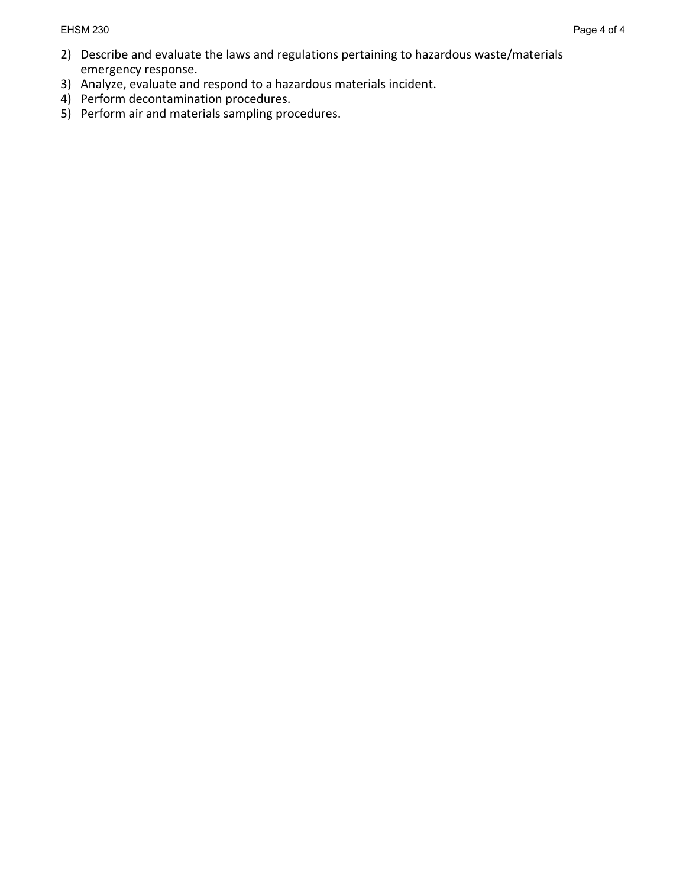2) Describe and evaluate the laws and regulations pertaining to hazardous waste/materials emergency response.
3) Analyze, evaluate and respond to a hazardous materials incident.
4) Perform decontamination procedures.
5) Perform air and materials sampling procedures.